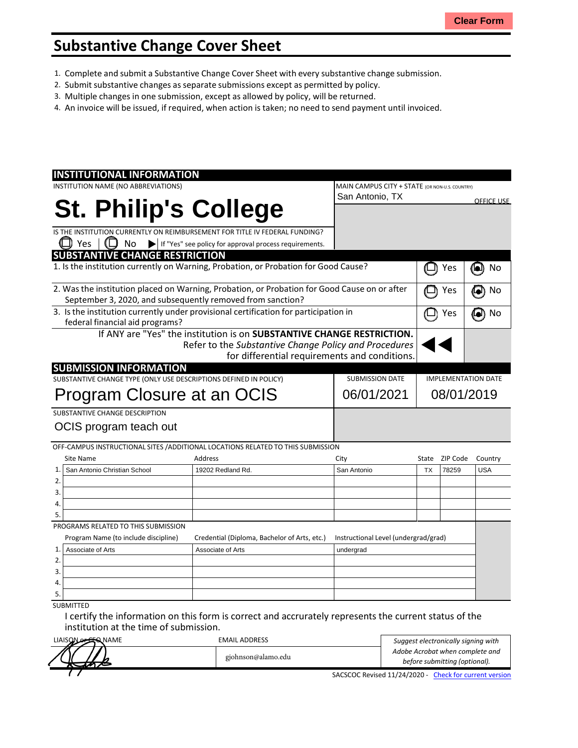Clear Form

# Substantive Change Cover Sheet

1. Complete and submit a Substantive Change Cover Sheet with every substantive change submission.
2. Submit substantive changes as separate submissions except as permitted by policy.
3. Multiple changes in one submission, except as allowed by policy, will be returned.
4. An invoice will be issued, if required, when action is taken; no need to send payment until invoiced.

## INSTITUTIONAL INFORMATION

INSTITUTION NAME (NO ABBREVIATIONS)

**St. Philip's College**

MAIN CAMPUS CITY + STATE (OR NON-U.S. COUNTRY)

San Antonio, TX

OFFICE USE

IS THE INSTITUTION CURRENTLY ON REIMBURSEMENT FOR TITLE IV FEDERAL FUNDING?

Yes | No ▶ If "Yes" see policy for approval process requirements.

## SUBSTANTIVE CHANGE RESTRICTION

| Question | Yes | No |
|---|---|---|
| 1. Is the institution currently on Warning, Probation, or Probation for Good Cause? | ○ | ● |
| 2. Was the institution placed on Warning, Probation, or Probation for Good Cause on or after September 3, 2020, and subsequently removed from sanction? | ○ | ● |
| 3. Is the institution currently under provisional certification for participation in federal financial aid programs? | ○ | ● |

If ANY are "Yes" the institution is on **SUBSTANTIVE CHANGE RESTRICTION.** Refer to the *Substantive Change Policy and Procedures* for differential requirements and conditions. ◀◀

## SUBMISSION INFORMATION

| SUBSTANTIVE CHANGE TYPE (ONLY USE DESCRIPTIONS DEFINED IN POLICY) | SUBMISSION DATE | IMPLEMENTATION DATE |
|---|---|---|
| Program Closure at an OCIS | 06/01/2021 | 08/01/2019 |

SUBSTANTIVE CHANGE DESCRIPTION

OCIS program teach out

OFF-CAMPUS INSTRUCTIONAL SITES /ADDITIONAL LOCATIONS RELATED TO THIS SUBMISSION

| | Site Name | Address | City | State | ZIP Code | Country |
|---|---|---|---|---|---|---|
| 1. | San Antonio Christian School | 19202 Redland Rd. | San Antonio | TX | 78259 | USA |
| 2. | | | | | | |
| 3. | | | | | | |
| 4. | | | | | | |
| 5. | | | | | | |

PROGRAMS RELATED TO THIS SUBMISSION

| | Program Name (to include discipline) | Credential (Diploma, Bachelor of Arts, etc.) | Instructional Level (undergrad/grad) |
|---|---|---|---|
| 1. | Associate of Arts | Associate of Arts | undergrad |
| 2. | | | |
| 3. | | | |
| 4. | | | |
| 5. | | | |

SUBMITTED

I certify the information on this form is correct and accrurately represents the current status of the institution at the time of submission.

| LIAISON or CEO NAME | EMAIL ADDRESS | |
|---|---|---|
| [signature] | gjohnson@alamo.edu | *Suggest electronically signing with Adobe Acrobat when complete and before submitting (optional).* |

SACSCOC Revised 11/24/2020 - Check for current version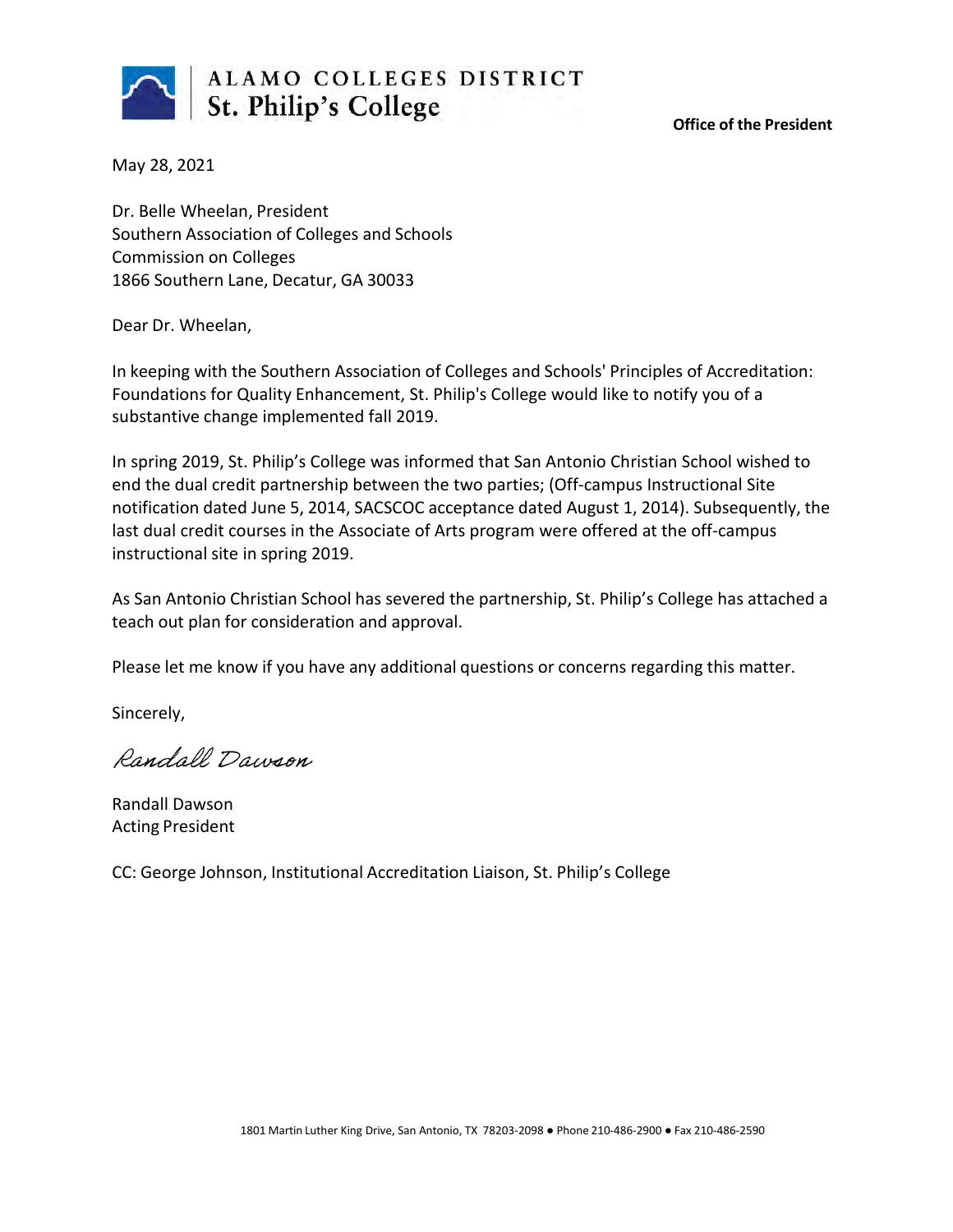**ALAMO COLLEGES DISTRICT**
**St. Philip's College**

**Office of the President**

May 28, 2021

Dr. Belle Wheelan, President
Southern Association of Colleges and Schools
Commission on Colleges
1866 Southern Lane, Decatur, GA 30033

Dear Dr. Wheelan,

In keeping with the Southern Association of Colleges and Schools' Principles of Accreditation: Foundations for Quality Enhancement, St. Philip's College would like to notify you of a substantive change implemented fall 2019.

In spring 2019, St. Philip's College was informed that San Antonio Christian School wished to end the dual credit partnership between the two parties; (Off-campus Instructional Site notification dated June 5, 2014, SACSCOC acceptance dated August 1, 2014). Subsequently, the last dual credit courses in the Associate of Arts program were offered at the off-campus instructional site in spring 2019.

As San Antonio Christian School has severed the partnership, St. Philip's College has attached a teach out plan for consideration and approval.

Please let me know if you have any additional questions or concerns regarding this matter.

Sincerely,

*Randall Dawson*

Randall Dawson
Acting President

CC: George Johnson, Institutional Accreditation Liaison, St. Philip's College

1801 Martin Luther King Drive, San Antonio, TX 78203-2098 ● Phone 210-486-2900 ● Fax 210-486-2590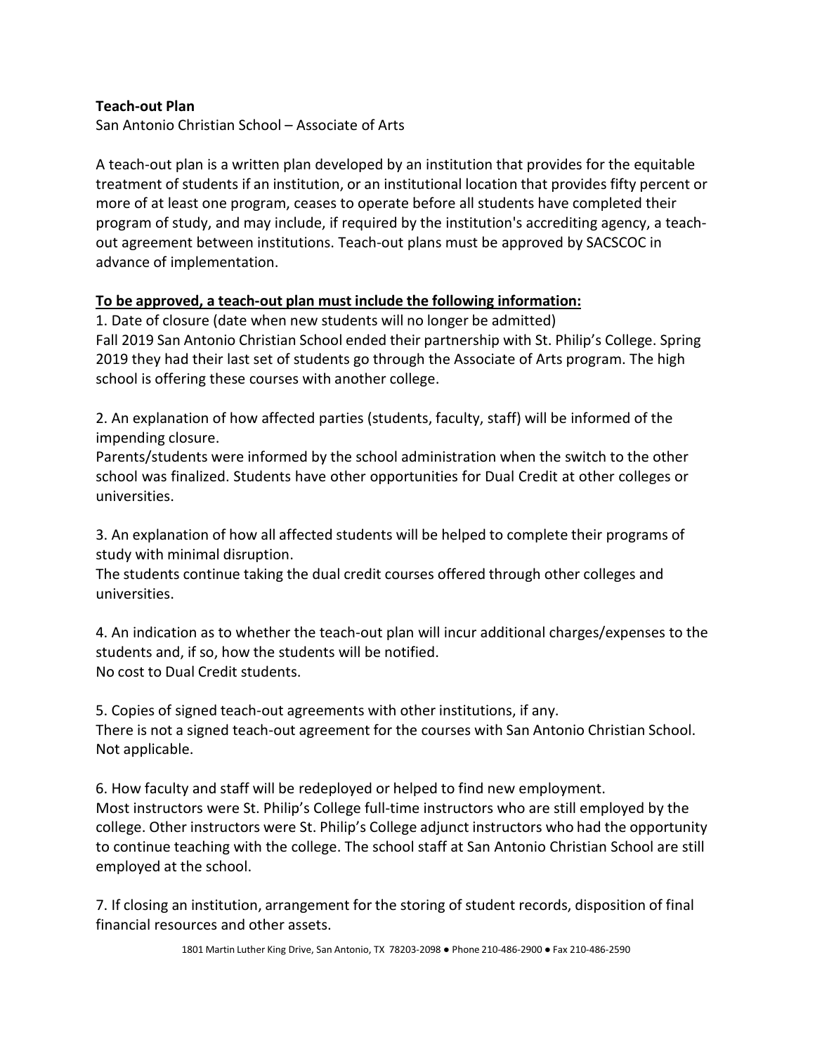**Teach-out Plan**

San Antonio Christian School – Associate of Arts

A teach-out plan is a written plan developed by an institution that provides for the equitable treatment of students if an institution, or an institutional location that provides fifty percent or more of at least one program, ceases to operate before all students have completed their program of study, and may include, if required by the institution's accrediting agency, a teach-out agreement between institutions. Teach-out plans must be approved by SACSCOC in advance of implementation.

**To be approved, a teach-out plan must include the following information:**

1. Date of closure (date when new students will no longer be admitted)

Fall 2019 San Antonio Christian School ended their partnership with St. Philip's College. Spring 2019 they had their last set of students go through the Associate of Arts program. The high school is offering these courses with another college.

2. An explanation of how affected parties (students, faculty, staff) will be informed of the impending closure.

Parents/students were informed by the school administration when the switch to the other school was finalized. Students have other opportunities for Dual Credit at other colleges or universities.

3. An explanation of how all affected students will be helped to complete their programs of study with minimal disruption.

The students continue taking the dual credit courses offered through other colleges and universities.

4. An indication as to whether the teach-out plan will incur additional charges/expenses to the students and, if so, how the students will be notified.

No cost to Dual Credit students.

5. Copies of signed teach-out agreements with other institutions, if any.

There is not a signed teach-out agreement for the courses with San Antonio Christian School. Not applicable.

6. How faculty and staff will be redeployed or helped to find new employment.

Most instructors were St. Philip's College full-time instructors who are still employed by the college. Other instructors were St. Philip's College adjunct instructors who had the opportunity to continue teaching with the college. The school staff at San Antonio Christian School are still employed at the school.

7. If closing an institution, arrangement for the storing of student records, disposition of final financial resources and other assets.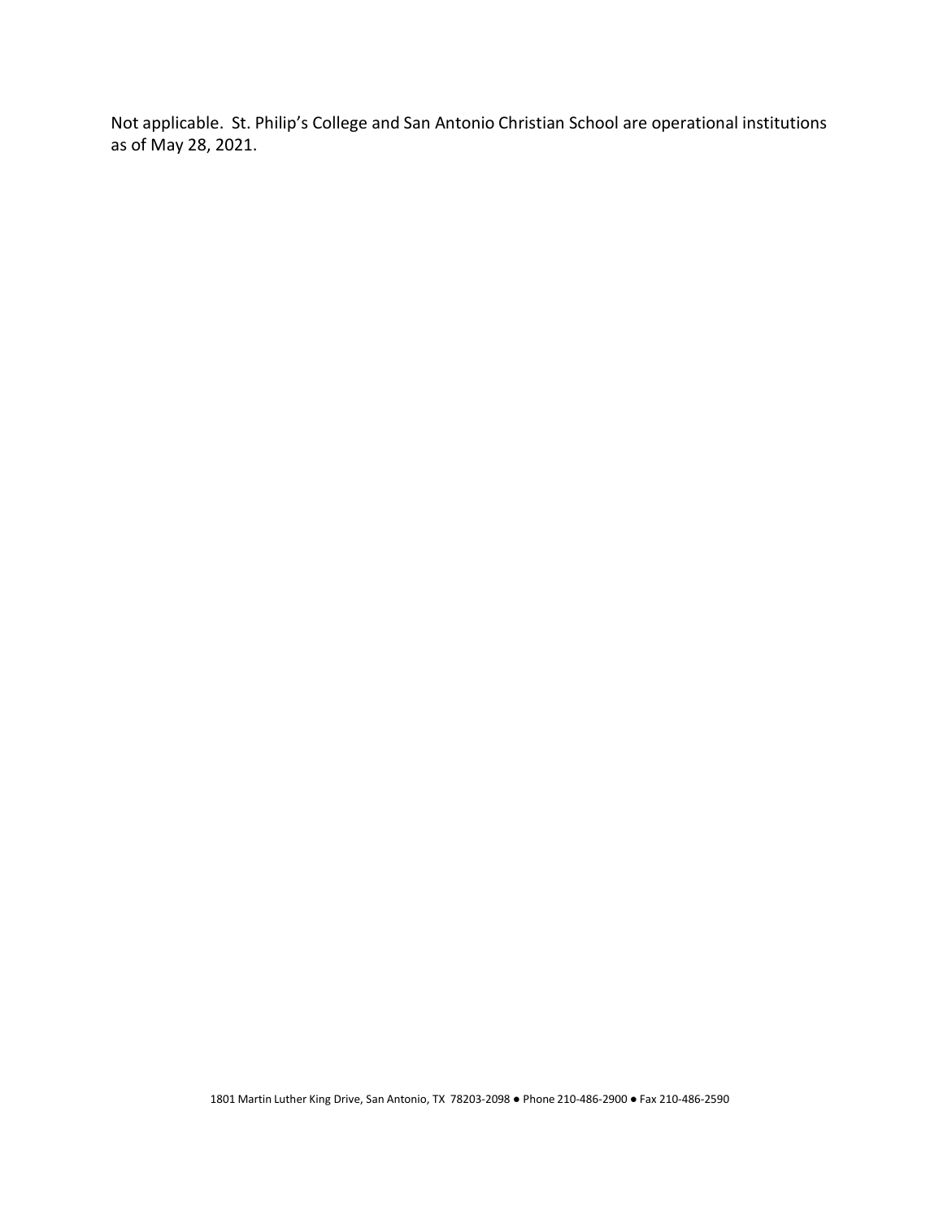Not applicable. St. Philip's College and San Antonio Christian School are operational institutions as of May 28, 2021.